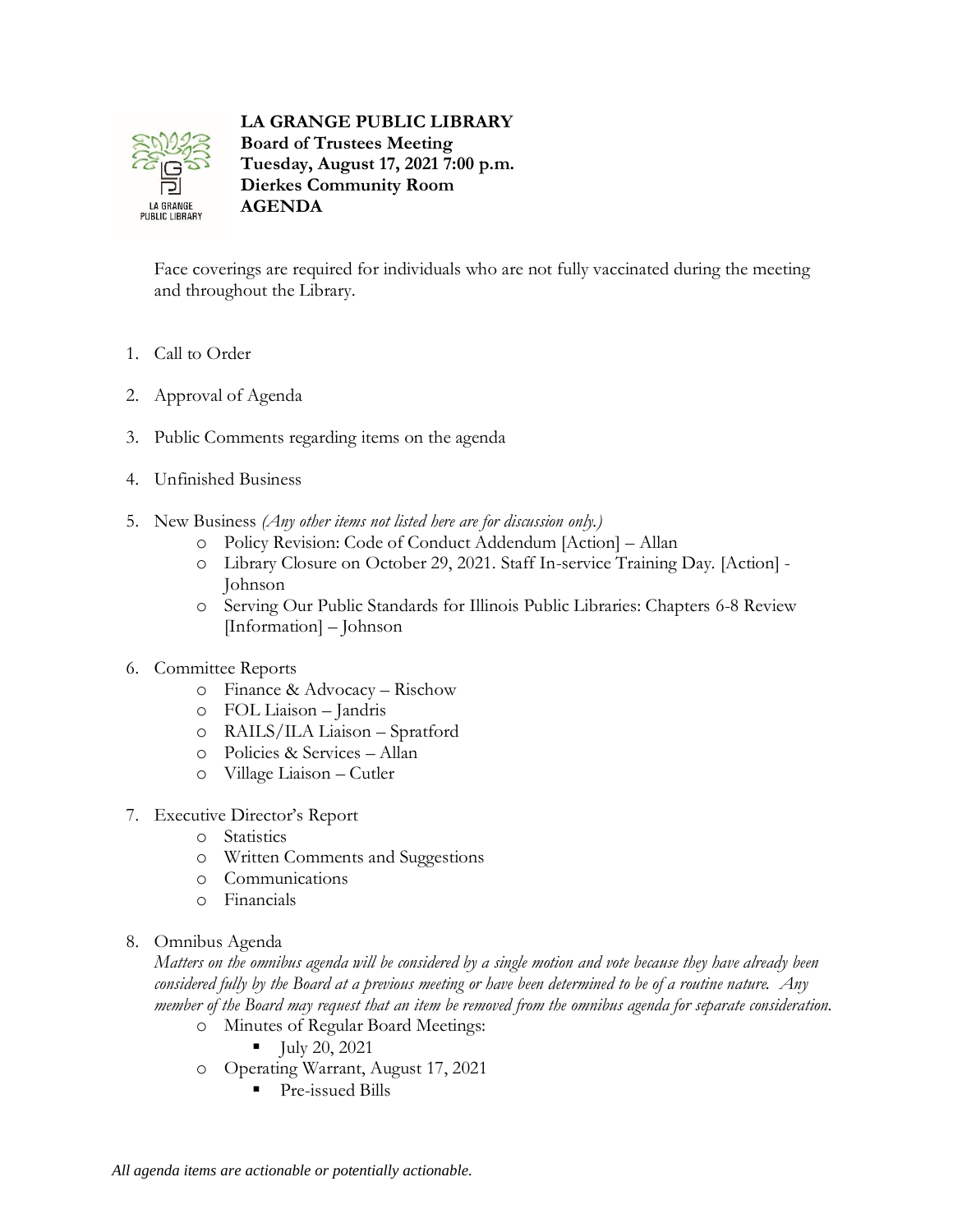**LA GRANGE PUBLIC LIBRARY**
**Board of Trustees Meeting**
**Tuesday, August 17, 2021 7:00 p.m.**
**Dierkes Community Room**
**AGENDA**

Face coverings are required for individuals who are not fully vaccinated during the meeting and throughout the Library.

1. Call to Order

2. Approval of Agenda

3. Public Comments regarding items on the agenda

4. Unfinished Business

5. New Business *(Any other items not listed here are for discussion only.)*
    - Policy Revision: Code of Conduct Addendum [Action] – Allan
    - Library Closure on October 29, 2021. Staff In-service Training Day. [Action] - Johnson
    - Serving Our Public Standards for Illinois Public Libraries: Chapters 6-8 Review [Information] – Johnson

6. Committee Reports
    - Finance & Advocacy – Rischow
    - FOL Liaison – Jandris
    - RAILS/ILA Liaison – Spratford
    - Policies & Services – Allan
    - Village Liaison – Cutler

7. Executive Director's Report
    - Statistics
    - Written Comments and Suggestions
    - Communications
    - Financials

8. Omnibus Agenda
   *Matters on the omnibus agenda will be considered by a single motion and vote because they have already been considered fully by the Board at a previous meeting or have been determined to be of a routine nature. Any member of the Board may request that an item be removed from the omnibus agenda for separate consideration.*
    - Minutes of Regular Board Meetings:
        - July 20, 2021
    - Operating Warrant, August 17, 2021
        - Pre-issued Bills

*All agenda items are actionable or potentially actionable.*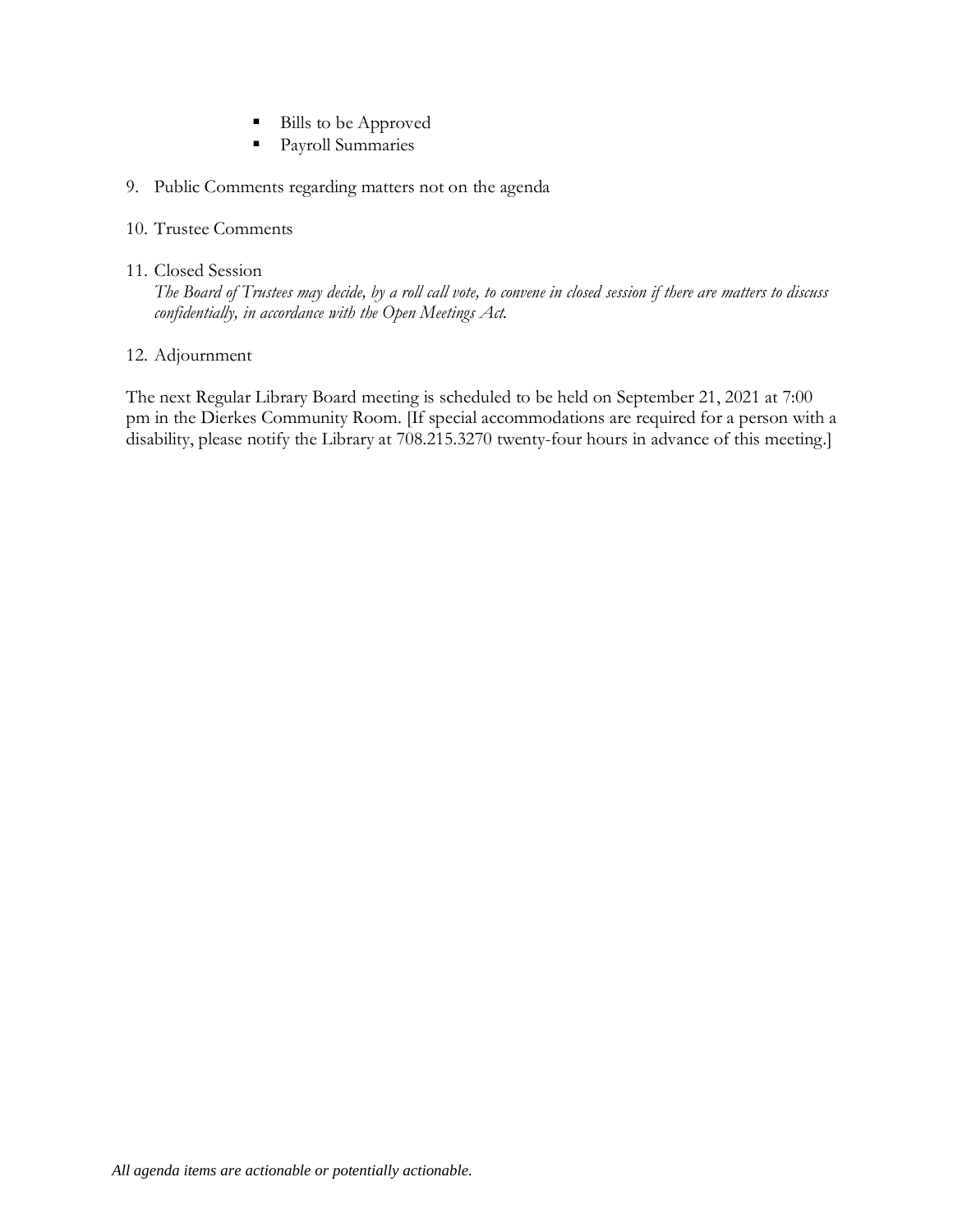- Bills to be Approved
- Payroll Summaries

9. Public Comments regarding matters not on the agenda

10. Trustee Comments

11. Closed Session
    *The Board of Trustees may decide, by a roll call vote, to convene in closed session if there are matters to discuss confidentially, in accordance with the Open Meetings Act.*

12. Adjournment

The next Regular Library Board meeting is scheduled to be held on September 21, 2021 at 7:00 pm in the Dierkes Community Room. [If special accommodations are required for a person with a disability, please notify the Library at 708.215.3270 twenty-four hours in advance of this meeting.]

*All agenda items are actionable or potentially actionable.*